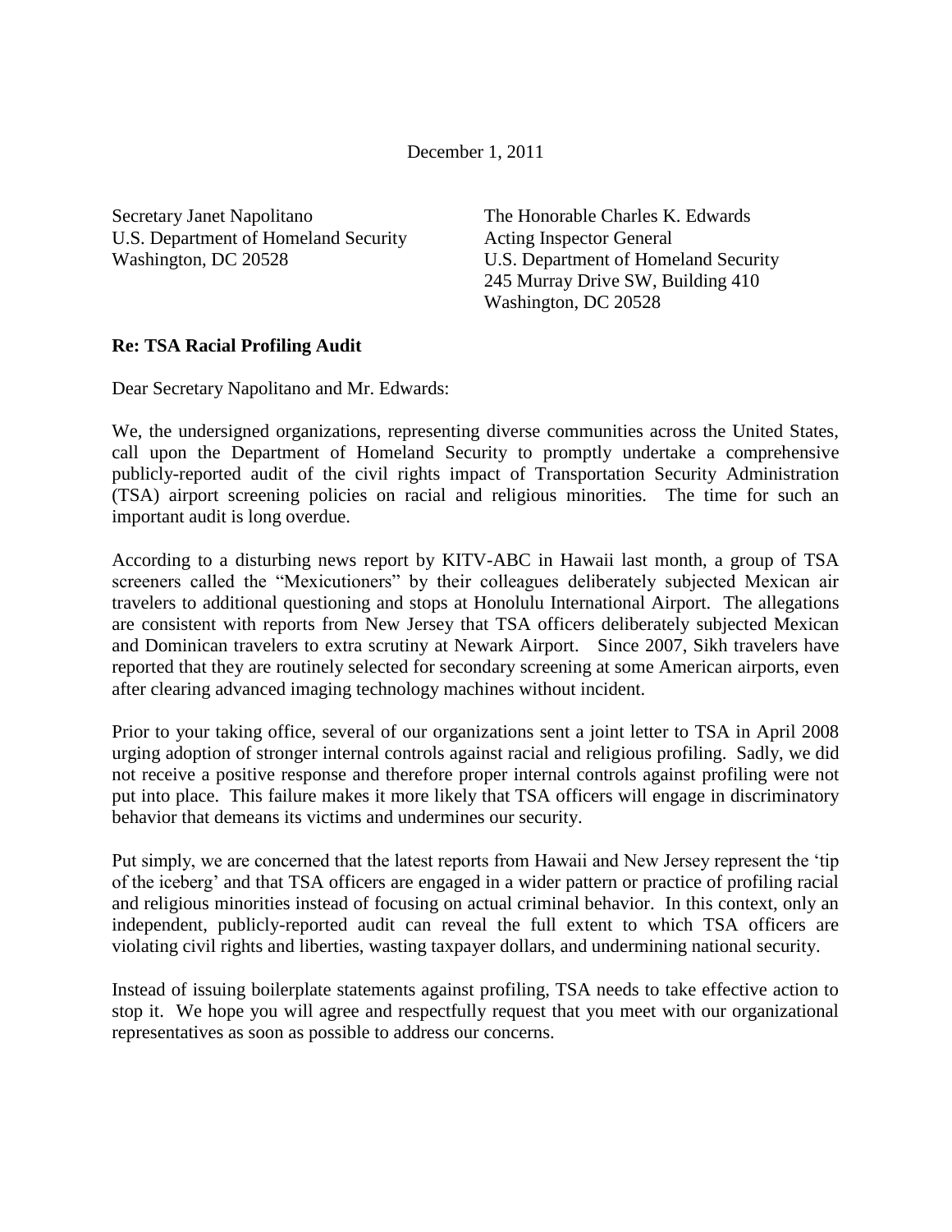December 1, 2011

Secretary Janet Napolitano
U.S. Department of Homeland Security
Washington, DC 20528

The Honorable Charles K. Edwards
Acting Inspector General
U.S. Department of Homeland Security
245 Murray Drive SW, Building 410
Washington, DC 20528

**Re: TSA Racial Profiling Audit**

Dear Secretary Napolitano and Mr. Edwards:

We, the undersigned organizations, representing diverse communities across the United States, call upon the Department of Homeland Security to promptly undertake a comprehensive publicly-reported audit of the civil rights impact of Transportation Security Administration (TSA) airport screening policies on racial and religious minorities. The time for such an important audit is long overdue.

According to a disturbing news report by KITV-ABC in Hawaii last month, a group of TSA screeners called the "Mexicutioners" by their colleagues deliberately subjected Mexican air travelers to additional questioning and stops at Honolulu International Airport. The allegations are consistent with reports from New Jersey that TSA officers deliberately subjected Mexican and Dominican travelers to extra scrutiny at Newark Airport. Since 2007, Sikh travelers have reported that they are routinely selected for secondary screening at some American airports, even after clearing advanced imaging technology machines without incident.

Prior to your taking office, several of our organizations sent a joint letter to TSA in April 2008 urging adoption of stronger internal controls against racial and religious profiling. Sadly, we did not receive a positive response and therefore proper internal controls against profiling were not put into place. This failure makes it more likely that TSA officers will engage in discriminatory behavior that demeans its victims and undermines our security.

Put simply, we are concerned that the latest reports from Hawaii and New Jersey represent the 'tip of the iceberg' and that TSA officers are engaged in a wider pattern or practice of profiling racial and religious minorities instead of focusing on actual criminal behavior. In this context, only an independent, publicly-reported audit can reveal the full extent to which TSA officers are violating civil rights and liberties, wasting taxpayer dollars, and undermining national security.

Instead of issuing boilerplate statements against profiling, TSA needs to take effective action to stop it. We hope you will agree and respectfully request that you meet with our organizational representatives as soon as possible to address our concerns.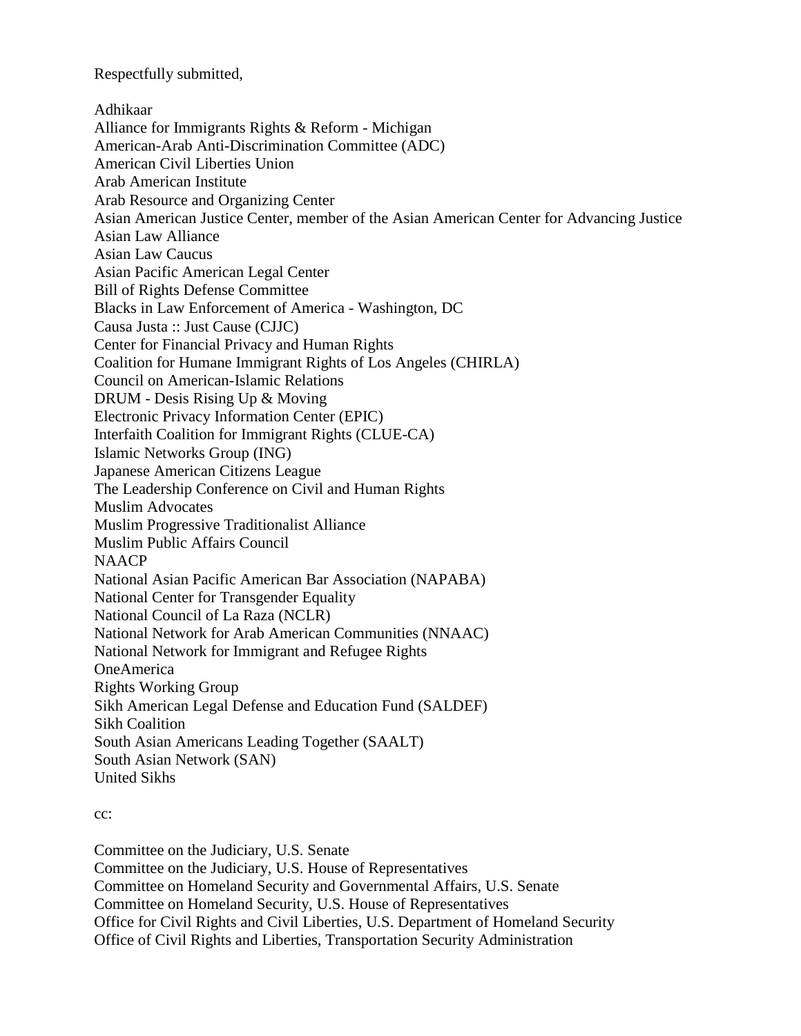Respectfully submitted,

Adhikaar
Alliance for Immigrants Rights & Reform - Michigan
American-Arab Anti-Discrimination Committee (ADC)
American Civil Liberties Union
Arab American Institute
Arab Resource and Organizing Center
Asian American Justice Center, member of the Asian American Center for Advancing Justice
Asian Law Alliance
Asian Law Caucus
Asian Pacific American Legal Center
Bill of Rights Defense Committee
Blacks in Law Enforcement of America - Washington, DC
Causa Justa :: Just Cause (CJJC)
Center for Financial Privacy and Human Rights
Coalition for Humane Immigrant Rights of Los Angeles (CHIRLA)
Council on American-Islamic Relations
DRUM - Desis Rising Up & Moving
Electronic Privacy Information Center (EPIC)
Interfaith Coalition for Immigrant Rights (CLUE-CA)
Islamic Networks Group (ING)
Japanese American Citizens League
The Leadership Conference on Civil and Human Rights
Muslim Advocates
Muslim Progressive Traditionalist Alliance
Muslim Public Affairs Council
NAACP
National Asian Pacific American Bar Association (NAPABA)
National Center for Transgender Equality
National Council of La Raza (NCLR)
National Network for Arab American Communities (NNAAC)
National Network for Immigrant and Refugee Rights
OneAmerica
Rights Working Group
Sikh American Legal Defense and Education Fund (SALDEF)
Sikh Coalition
South Asian Americans Leading Together (SAALT)
South Asian Network (SAN)
United Sikhs

cc:

Committee on the Judiciary, U.S. Senate
Committee on the Judiciary, U.S. House of Representatives
Committee on Homeland Security and Governmental Affairs, U.S. Senate
Committee on Homeland Security, U.S. House of Representatives
Office for Civil Rights and Civil Liberties, U.S. Department of Homeland Security
Office of Civil Rights and Liberties, Transportation Security Administration